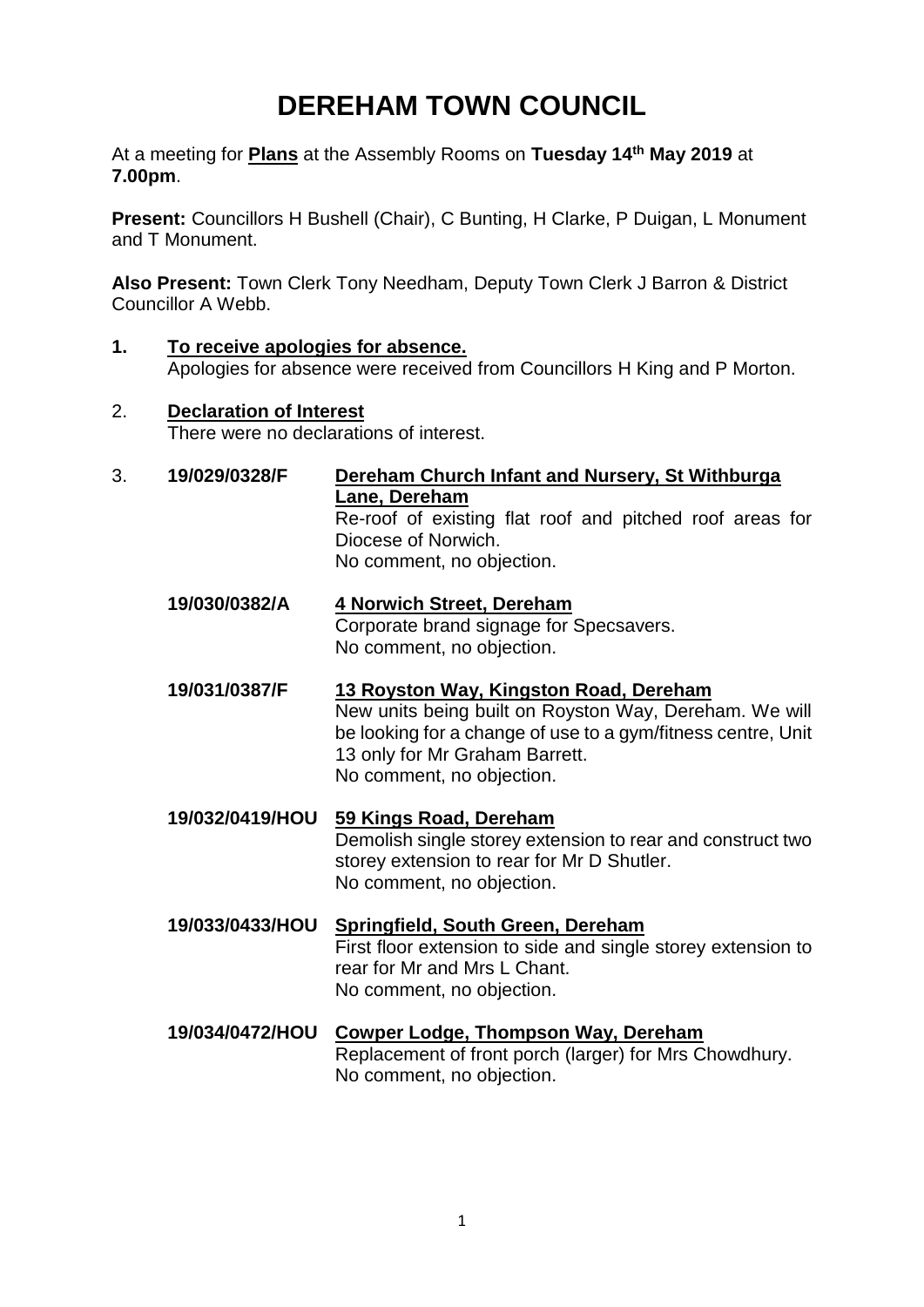# DEREHAM TOWN COUNCIL

At a meeting for **Plans** at the Assembly Rooms on **Tuesday 14th May 2019** at **7.00pm**.

**Present:** Councillors H Bushell (Chair), C Bunting, H Clarke, P Duigan, L Monument and T Monument.

**Also Present:** Town Clerk Tony Needham, Deputy Town Clerk J Barron & District Councillor A Webb.

**1. To receive apologies for absence.**

Apologies for absence were received from Councillors H King and P Morton.

**2. Declaration of Interest**

There were no declarations of interest.

**3.**

**19/029/0328/F** — **Dereham Church Infant and Nursery, St Withburga Lane, Dereham**
Re-roof of existing flat roof and pitched roof areas for Diocese of Norwich.
No comment, no objection.

**19/030/0382/A** — **4 Norwich Street, Dereham**
Corporate brand signage for Specsavers.
No comment, no objection.

**19/031/0387/F** — **13 Royston Way, Kingston Road, Dereham**
New units being built on Royston Way, Dereham. We will be looking for a change of use to a gym/fitness centre, Unit 13 only for Mr Graham Barrett.
No comment, no objection.

**19/032/0419/HOU** — **59 Kings Road, Dereham**
Demolish single storey extension to rear and construct two storey extension to rear for Mr D Shutler.
No comment, no objection.

**19/033/0433/HOU** — **Springfield, South Green, Dereham**
First floor extension to side and single storey extension to rear for Mr and Mrs L Chant.
No comment, no objection.

**19/034/0472/HOU** — **Cowper Lodge, Thompson Way, Dereham**
Replacement of front porch (larger) for Mrs Chowdhury.
No comment, no objection.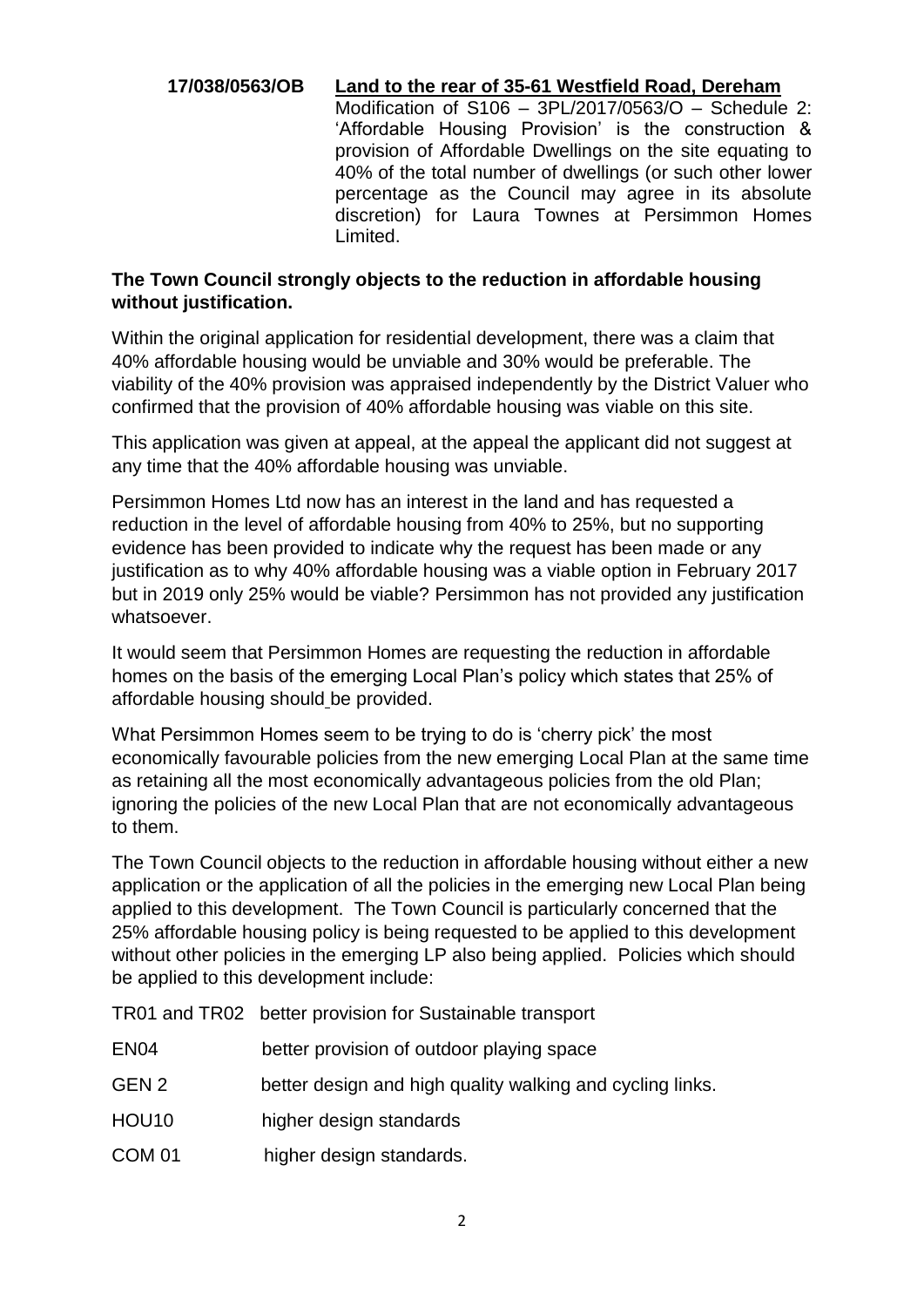**17/038/0563/OB** **<u>Land to the rear of 35-61 Westfield Road, Dereham</u>**

Modification of S106 – 3PL/2017/0563/O – Schedule 2: 'Affordable Housing Provision' is the construction & provision of Affordable Dwellings on the site equating to 40% of the total number of dwellings (or such other lower percentage as the Council may agree in its absolute discretion) for Laura Townes at Persimmon Homes Limited.

**The Town Council strongly objects to the reduction in affordable housing without justification.**

Within the original application for residential development, there was a claim that 40% affordable housing would be unviable and 30% would be preferable. The viability of the 40% provision was appraised independently by the District Valuer who confirmed that the provision of 40% affordable housing was viable on this site.

This application was given at appeal, at the appeal the applicant did not suggest at any time that the 40% affordable housing was unviable.

Persimmon Homes Ltd now has an interest in the land and has requested a reduction in the level of affordable housing from 40% to 25%, but no supporting evidence has been provided to indicate why the request has been made or any justification as to why 40% affordable housing was a viable option in February 2017 but in 2019 only 25% would be viable? Persimmon has not provided any justification whatsoever.

It would seem that Persimmon Homes are requesting the reduction in affordable homes on the basis of the emerging Local Plan's policy which states that 25% of affordable housing should be provided.

What Persimmon Homes seem to be trying to do is 'cherry pick' the most economically favourable policies from the new emerging Local Plan at the same time as retaining all the most economically advantageous policies from the old Plan; ignoring the policies of the new Local Plan that are not economically advantageous to them.

The Town Council objects to the reduction in affordable housing without either a new application or the application of all the policies in the emerging new Local Plan being applied to this development. The Town Council is particularly concerned that the 25% affordable housing policy is being requested to be applied to this development without other policies in the emerging LP also being applied. Policies which should be applied to this development include:

| | |
|---|---|
| TR01 and TR02 | better provision for Sustainable transport |
| EN04 | better provision of outdoor playing space |
| GEN 2 | better design and high quality walking and cycling links. |
| HOU10 | higher design standards |
| COM 01 | higher design standards. |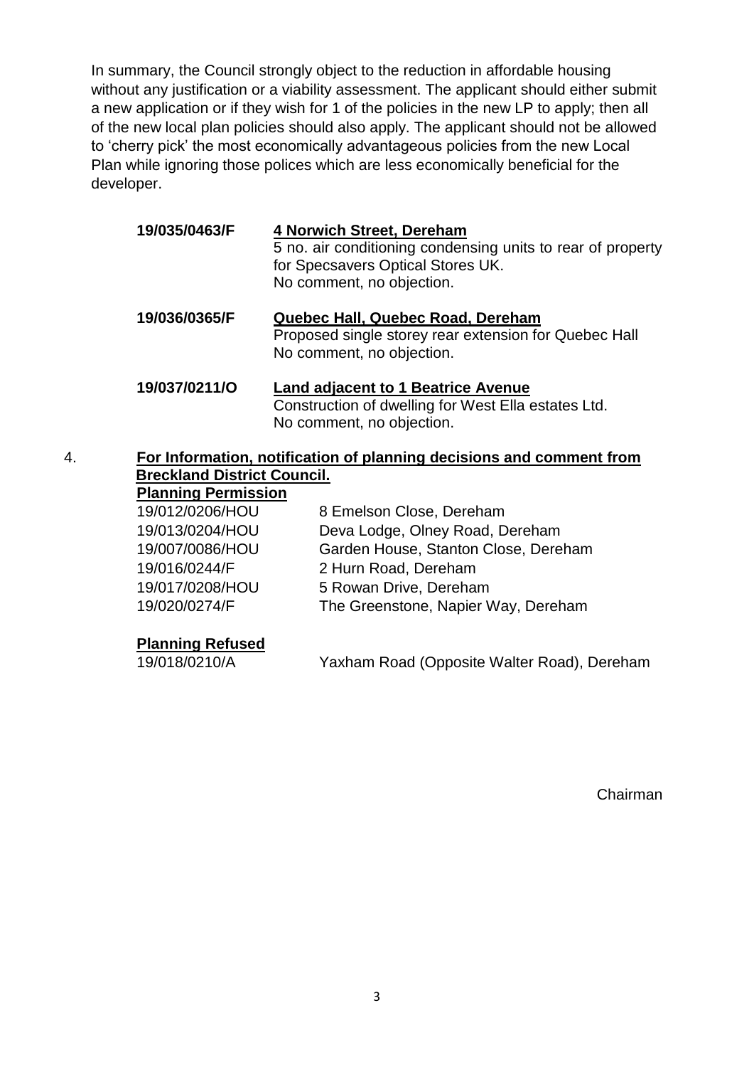In summary, the Council strongly object to the reduction in affordable housing without any justification or a viability assessment. The applicant should either submit a new application or if they wish for 1 of the policies in the new LP to apply; then all of the new local plan policies should also apply. The applicant should not be allowed to 'cherry pick' the most economically advantageous policies from the new Local Plan while ignoring those polices which are less economically beneficial for the developer.

**19/035/0463/F** **4 Norwich Street, Dereham**
5 no. air conditioning condensing units to rear of property for Specsavers Optical Stores UK.
No comment, no objection.

**19/036/0365/F** **Quebec Hall, Quebec Road, Dereham**
Proposed single storey rear extension for Quebec Hall
No comment, no objection.

**19/037/0211/O** **Land adjacent to 1 Beatrice Avenue**
Construction of dwelling for West Ella estates Ltd.
No comment, no objection.

4. **For Information, notification of planning decisions and comment from Breckland District Council.**

**Planning Permission**

| | |
|---|---|
| 19/012/0206/HOU | 8 Emelson Close, Dereham |
| 19/013/0204/HOU | Deva Lodge, Olney Road, Dereham |
| 19/007/0086/HOU | Garden House, Stanton Close, Dereham |
| 19/016/0244/F | 2 Hurn Road, Dereham |
| 19/017/0208/HOU | 5 Rowan Drive, Dereham |
| 19/020/0274/F | The Greenstone, Napier Way, Dereham |

**Planning Refused**

| | |
|---|---|
| 19/018/0210/A | Yaxham Road (Opposite Walter Road), Dereham |

Chairman